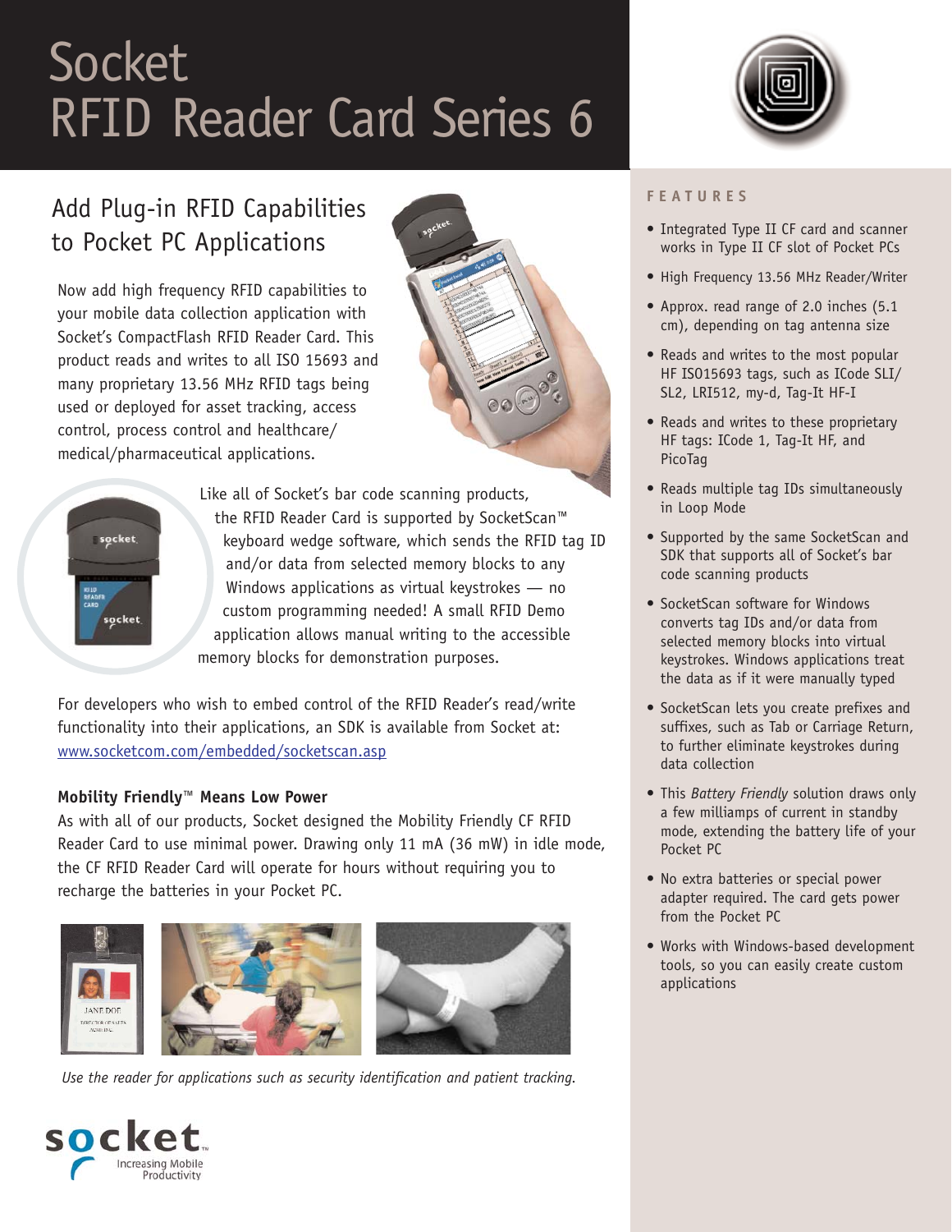# Socket
# RFID Reader Card Series 6

## Add Plug-in RFID Capabilities to Pocket PC Applications

Now add high frequency RFID capabilities to your mobile data collection application with Socket's CompactFlash RFID Reader Card. This product reads and writes to all ISO 15693 and many proprietary 13.56 MHz RFID tags being used or deployed for asset tracking, access control, process control and healthcare/medical/pharmaceutical applications.

Like all of Socket's bar code scanning products, the RFID Reader Card is supported by SocketScan™ keyboard wedge software, which sends the RFID tag ID and/or data from selected memory blocks to any Windows applications as virtual keystrokes — no custom programming needed! A small RFID Demo application allows manual writing to the accessible memory blocks for demonstration purposes.

For developers who wish to embed control of the RFID Reader's read/write functionality into their applications, an SDK is available from Socket at: www.socketcom.com/embedded/socketscan.asp

### Mobility Friendly™ Means Low Power

As with all of our products, Socket designed the Mobility Friendly CF RFID Reader Card to use minimal power. Drawing only 11 mA (36 mW) in idle mode, the CF RFID Reader Card will operate for hours without requiring you to recharge the batteries in your Pocket PC.

*Use the reader for applications such as security identification and patient tracking.*

## FEATURES

- Integrated Type II CF card and scanner works in Type II CF slot of Pocket PCs
- High Frequency 13.56 MHz Reader/Writer
- Approx. read range of 2.0 inches (5.1 cm), depending on tag antenna size
- Reads and writes to the most popular HF ISO15693 tags, such as ICode SLI/SL2, LRI512, my-d, Tag-It HF-I
- Reads and writes to these proprietary HF tags: ICode 1, Tag-It HF, and PicoTag
- Reads multiple tag IDs simultaneously in Loop Mode
- Supported by the same SocketScan and SDK that supports all of Socket's bar code scanning products
- SocketScan software for Windows converts tag IDs and/or data from selected memory blocks into virtual keystrokes. Windows applications treat the data as if it were manually typed
- SocketScan lets you create prefixes and suffixes, such as Tab or Carriage Return, to further eliminate keystrokes during data collection
- This *Battery Friendly* solution draws only a few milliamps of current in standby mode, extending the battery life of your Pocket PC
- No extra batteries or special power adapter required. The card gets power from the Pocket PC
- Works with Windows-based development tools, so you can easily create custom applications

socket™ Increasing Mobile Productivity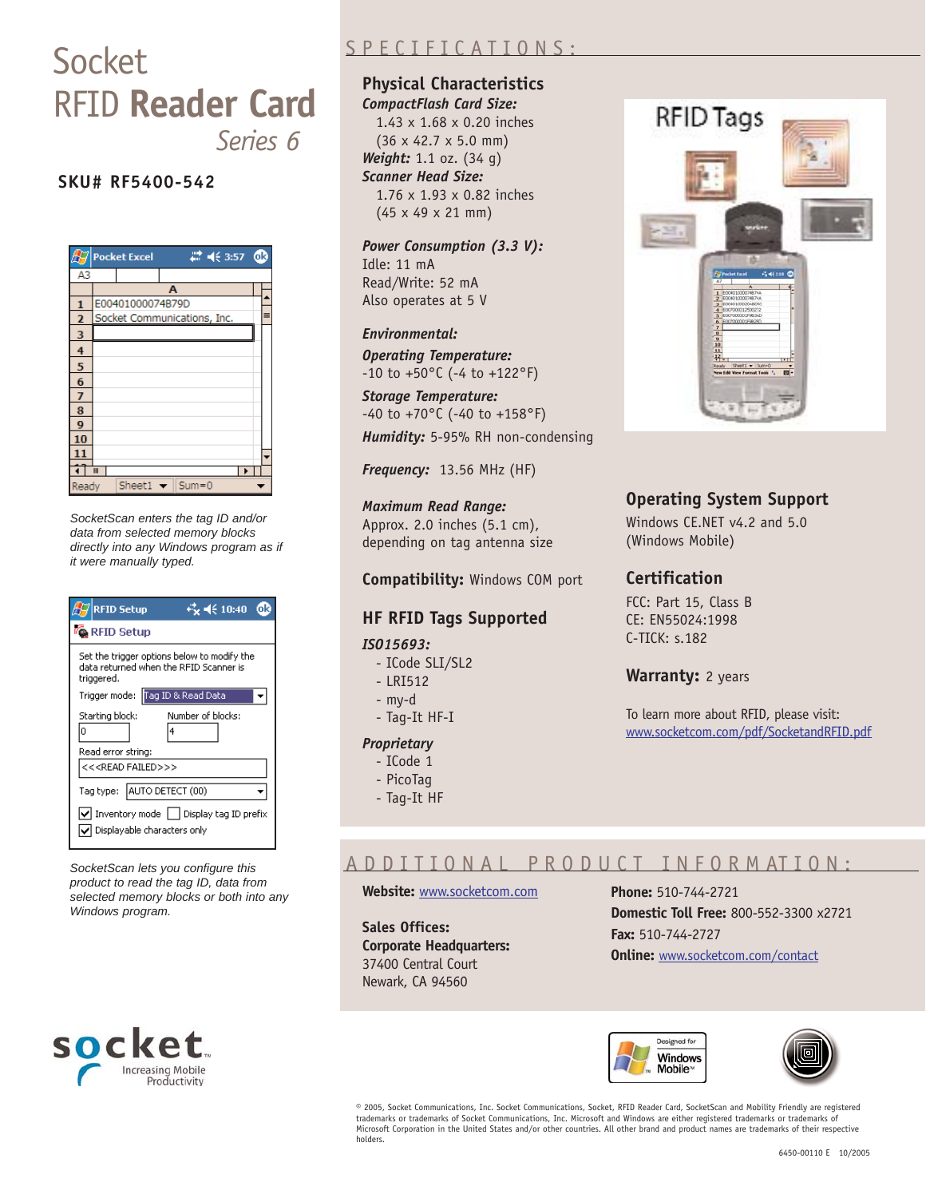# Socket RFID Reader Card *Series 6*

**SKU# RF5400-542**

*SocketScan enters the tag ID and/or data from selected memory blocks directly into any Windows program as if it were manually typed.*

*SocketScan lets you configure this product to read the tag ID, data from selected memory blocks or both into any Windows program.*

## SPECIFICATIONS:

### Physical Characteristics

***CompactFlash Card Size:***
1.43 x 1.68 x 0.20 inches
(36 x 42.7 x 5.0 mm)

***Weight:*** 1.1 oz. (34 g)

***Scanner Head Size:***
1.76 x 1.93 x 0.82 inches
(45 x 49 x 21 mm)

***Power Consumption (3.3 V):***
Idle: 11 mA
Read/Write: 52 mA
Also operates at 5 V

***Environmental:***

***Operating Temperature:***
-10 to +50°C (-4 to +122°F)

***Storage Temperature:***
-40 to +70°C (-40 to +158°F)

***Humidity:*** 5-95% RH non-condensing

***Frequency:*** 13.56 MHz (HF)

***Maximum Read Range:***
Approx. 2.0 inches (5.1 cm), depending on tag antenna size

**Compatibility:** Windows COM port

### HF RFID Tags Supported

***ISO15693:***
- ICode SLI/SL2
- LRI512
- my-d
- Tag-It HF-I

***Proprietary***
- ICode 1
- PicoTag
- Tag-It HF

### Operating System Support

Windows CE.NET v4.2 and 5.0
(Windows Mobile)

### Certification

FCC: Part 15, Class B
CE: EN55024:1998
C-TICK: s.182

**Warranty:** 2 years

To learn more about RFID, please visit:
www.socketcom.com/pdf/SocketandRFID.pdf

## ADDITIONAL PRODUCT INFORMATION:

**Website:** www.socketcom.com

**Sales Offices:**
**Corporate Headquarters:**
37400 Central Court
Newark, CA 94560

**Phone:** 510-744-2721
**Domestic Toll Free:** 800-552-3300 x2721
**Fax:** 510-744-2727
**Online:** www.socketcom.com/contact

socket — Increasing Mobile Productivity

© 2005, Socket Communications, Inc. Socket Communications, Socket, RFID Reader Card, SocketScan and Mobility Friendly are registered trademarks or trademarks of Socket Communications, Inc. Microsoft and Windows are either registered trademarks or trademarks of Microsoft Corporation in the United States and/or other countries. All other brand and product names are trademarks of their respective holders.

6450-00110 E 10/2005